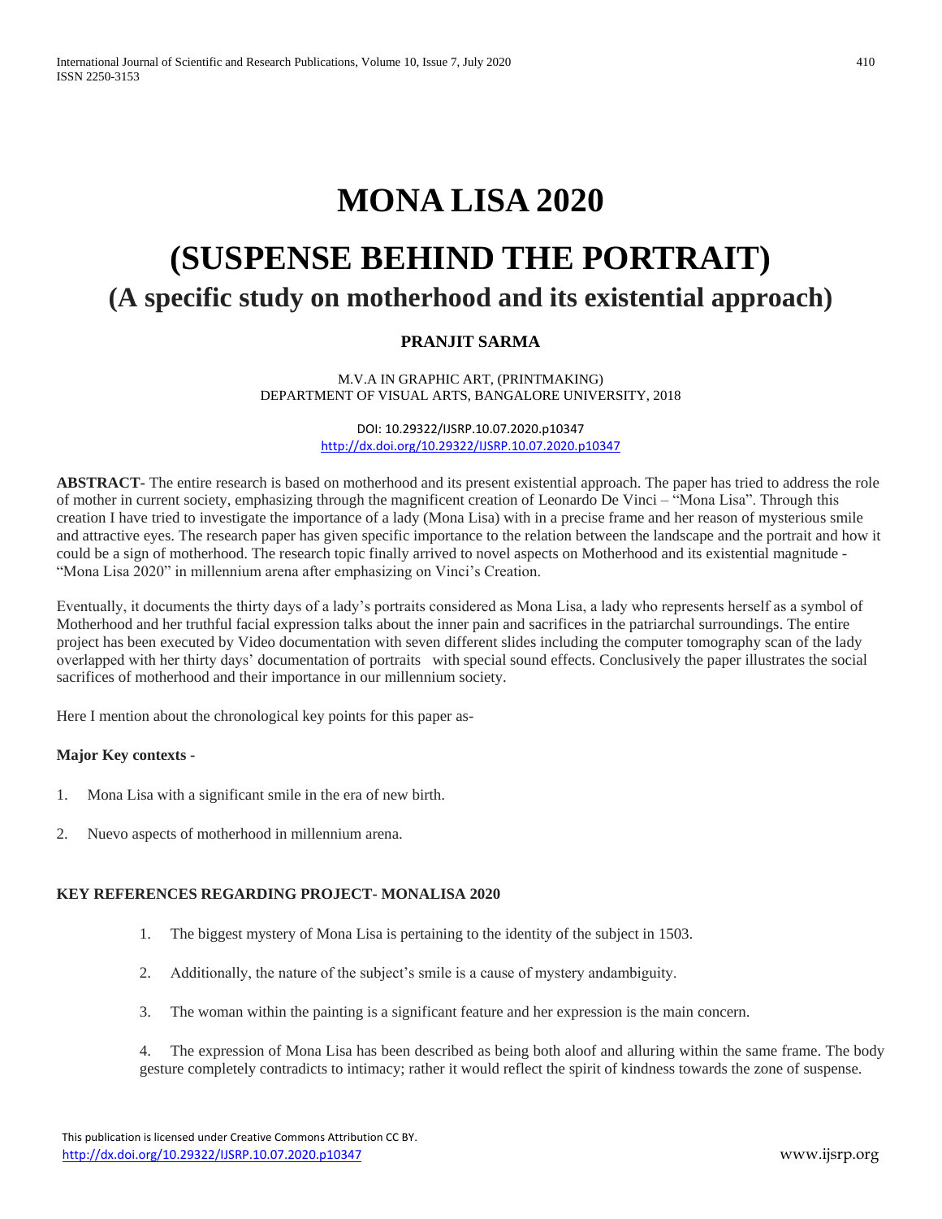# MONA LISA 2020

# (SUSPENSE BEHIND THE PORTRAIT)

## (A specific study on motherhood and its existential approach)

**PRANJIT SARMA**

M.V.A IN GRAPHIC ART, (PRINTMAKING)
DEPARTMENT OF VISUAL ARTS, BANGALORE UNIVERSITY, 2018

DOI: 10.29322/IJSRP.10.07.2020.p10347
http://dx.doi.org/10.29322/IJSRP.10.07.2020.p10347

**ABSTRACT-** The entire research is based on motherhood and its present existential approach. The paper has tried to address the role of mother in current society, emphasizing through the magnificent creation of Leonardo De Vinci – "Mona Lisa". Through this creation I have tried to investigate the importance of a lady (Mona Lisa) with in a precise frame and her reason of mysterious smile and attractive eyes. The research paper has given specific importance to the relation between the landscape and the portrait and how it could be a sign of motherhood. The research topic finally arrived to novel aspects on Motherhood and its existential magnitude - "Mona Lisa 2020" in millennium arena after emphasizing on Vinci's Creation.

Eventually, it documents the thirty days of a lady's portraits considered as Mona Lisa, a lady who represents herself as a symbol of Motherhood and her truthful facial expression talks about the inner pain and sacrifices in the patriarchal surroundings. The entire project has been executed by Video documentation with seven different slides including the computer tomography scan of the lady overlapped with her thirty days' documentation of portraits with special sound effects. Conclusively the paper illustrates the social sacrifices of motherhood and their importance in our millennium society.

Here I mention about the chronological key points for this paper as-

**Major Key contexts -**

1. Mona Lisa with a significant smile in the era of new birth.

2. Nuevo aspects of motherhood in millennium arena.

**KEY REFERENCES REGARDING PROJECT- MONALISA 2020**

1. The biggest mystery of Mona Lisa is pertaining to the identity of the subject in 1503.

2. Additionally, the nature of the subject's smile is a cause of mystery andambiguity.

3. The woman within the painting is a significant feature and her expression is the main concern.

4. The expression of Mona Lisa has been described as being both aloof and alluring within the same frame. The body gesture completely contradicts to intimacy; rather it would reflect the spirit of kindness towards the zone of suspense.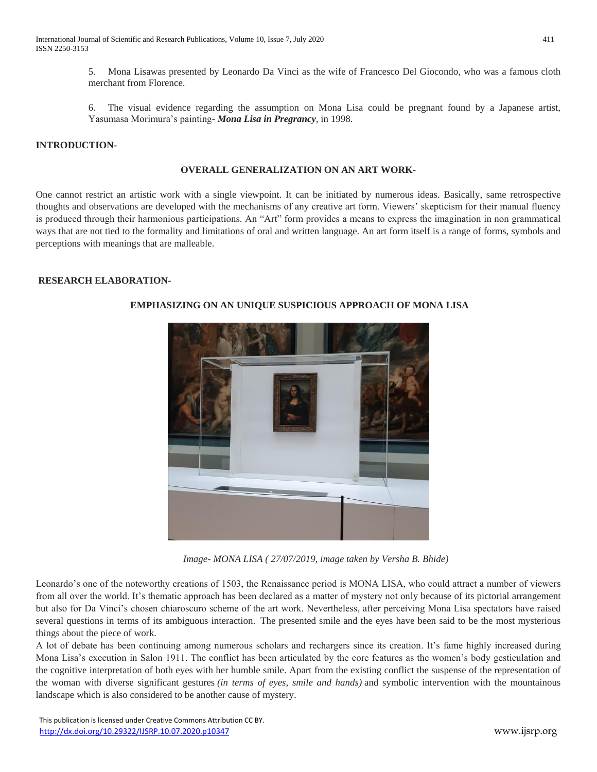5. Mona Lisawas presented by Leonardo Da Vinci as the wife of Francesco Del Giocondo, who was a famous cloth merchant from Florence.

6. The visual evidence regarding the assumption on Mona Lisa could be pregnant found by a Japanese artist, Yasumasa Morimura's painting- ***Mona Lisa in Pregrancy***, in 1998.

## INTRODUCTION-

### OVERALL GENERALIZATION ON AN ART WORK-

One cannot restrict an artistic work with a single viewpoint. It can be initiated by numerous ideas. Basically, same retrospective thoughts and observations are developed with the mechanisms of any creative art form. Viewers' skepticism for their manual fluency is produced through their harmonious participations. An "Art" form provides a means to express the imagination in non grammatical ways that are not tied to the formality and limitations of oral and written language. An art form itself is a range of forms, symbols and perceptions with meanings that are malleable.

## RESEARCH ELABORATION-

### EMPHASIZING ON AN UNIQUE SUSPICIOUS APPROACH OF MONA LISA

*Image- MONA LISA ( 27/07/2019, image taken by Versha B. Bhide)*

Leonardo's one of the noteworthy creations of 1503, the Renaissance period is MONA LISA, who could attract a number of viewers from all over the world. It's thematic approach has been declared as a matter of mystery not only because of its pictorial arrangement but also for Da Vinci's chosen chiaroscuro scheme of the art work. Nevertheless, after perceiving Mona Lisa spectators have raised several questions in terms of its ambiguous interaction. The presented smile and the eyes have been said to be the most mysterious things about the piece of work.

A lot of debate has been continuing among numerous scholars and rechargers since its creation. It's fame highly increased during Mona Lisa's execution in Salon 1911. The conflict has been articulated by the core features as the women's body gesticulation and the cognitive interpretation of both eyes with her humble smile. Apart from the existing conflict the suspense of the representation of the woman with diverse significant gestures *(in terms of eyes, smile and hands)* and symbolic intervention with the mountainous landscape which is also considered to be another cause of mystery.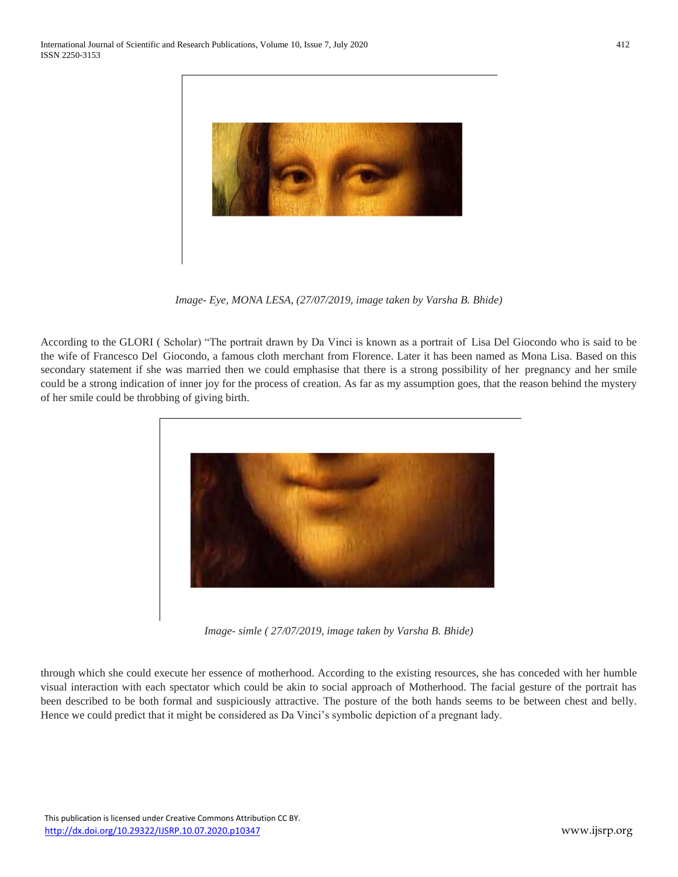*Image- Eye, MONA LESA, (27/07/2019, image taken by Varsha B. Bhide)*

According to the GLORI ( Scholar) "The portrait drawn by Da Vinci is known as a portrait of Lisa Del Giocondo who is said to be the wife of Francesco Del Giocondo, a famous cloth merchant from Florence. Later it has been named as Mona Lisa. Based on this secondary statement if she was married then we could emphasise that there is a strong possibility of her pregnancy and her smile could be a strong indication of inner joy for the process of creation. As far as my assumption goes, that the reason behind the mystery of her smile could be throbbing of giving birth.

*Image- simle ( 27/07/2019, image taken by Varsha B. Bhide)*

through which she could execute her essence of motherhood. According to the existing resources, she has conceded with her humble visual interaction with each spectator which could be akin to social approach of Motherhood. The facial gesture of the portrait has been described to be both formal and suspiciously attractive. The posture of the both hands seems to be between chest and belly. Hence we could predict that it might be considered as Da Vinci's symbolic depiction of a pregnant lady.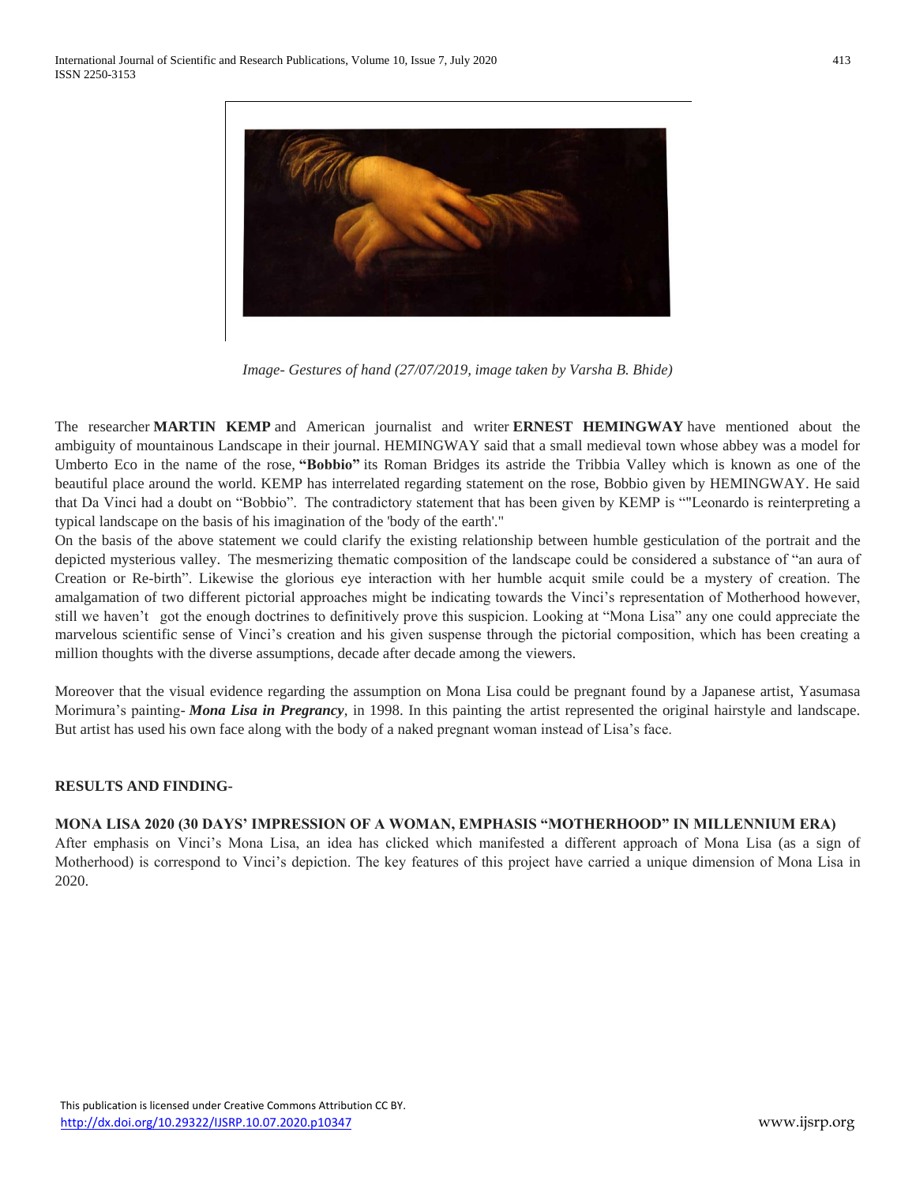*Image- Gestures of hand (27/07/2019, image taken by Varsha B. Bhide)*

The researcher **MARTIN KEMP** and American journalist and writer **ERNEST HEMINGWAY** have mentioned about the ambiguity of mountainous Landscape in their journal. HEMINGWAY said that a small medieval town whose abbey was a model for Umberto Eco in the name of the rose, **"Bobbio"** its Roman Bridges its astride the Tribbia Valley which is known as one of the beautiful place around the world. KEMP has interrelated regarding statement on the rose, Bobbio given by HEMINGWAY. He said that Da Vinci had a doubt on "Bobbio". The contradictory statement that has been given by KEMP is ""Leonardo is reinterpreting a typical landscape on the basis of his imagination of the 'body of the earth'."

On the basis of the above statement we could clarify the existing relationship between humble gesticulation of the portrait and the depicted mysterious valley. The mesmerizing thematic composition of the landscape could be considered a substance of "an aura of Creation or Re-birth". Likewise the glorious eye interaction with her humble acquit smile could be a mystery of creation. The amalgamation of two different pictorial approaches might be indicating towards the Vinci's representation of Motherhood however, still we haven't got the enough doctrines to definitively prove this suspicion. Looking at "Mona Lisa" any one could appreciate the marvelous scientific sense of Vinci's creation and his given suspense through the pictorial composition, which has been creating a million thoughts with the diverse assumptions, decade after decade among the viewers.

Moreover that the visual evidence regarding the assumption on Mona Lisa could be pregnant found by a Japanese artist, Yasumasa Morimura's painting- ***Mona Lisa in Pregrancy***, in 1998. In this painting the artist represented the original hairstyle and landscape. But artist has used his own face along with the body of a naked pregnant woman instead of Lisa's face.

## RESULTS AND FINDING-

### MONA LISA 2020 (30 DAYS' IMPRESSION OF A WOMAN, EMPHASIS "MOTHERHOOD" IN MILLENNIUM ERA)

After emphasis on Vinci's Mona Lisa, an idea has clicked which manifested a different approach of Mona Lisa (as a sign of Motherhood) is correspond to Vinci's depiction. The key features of this project have carried a unique dimension of Mona Lisa in 2020.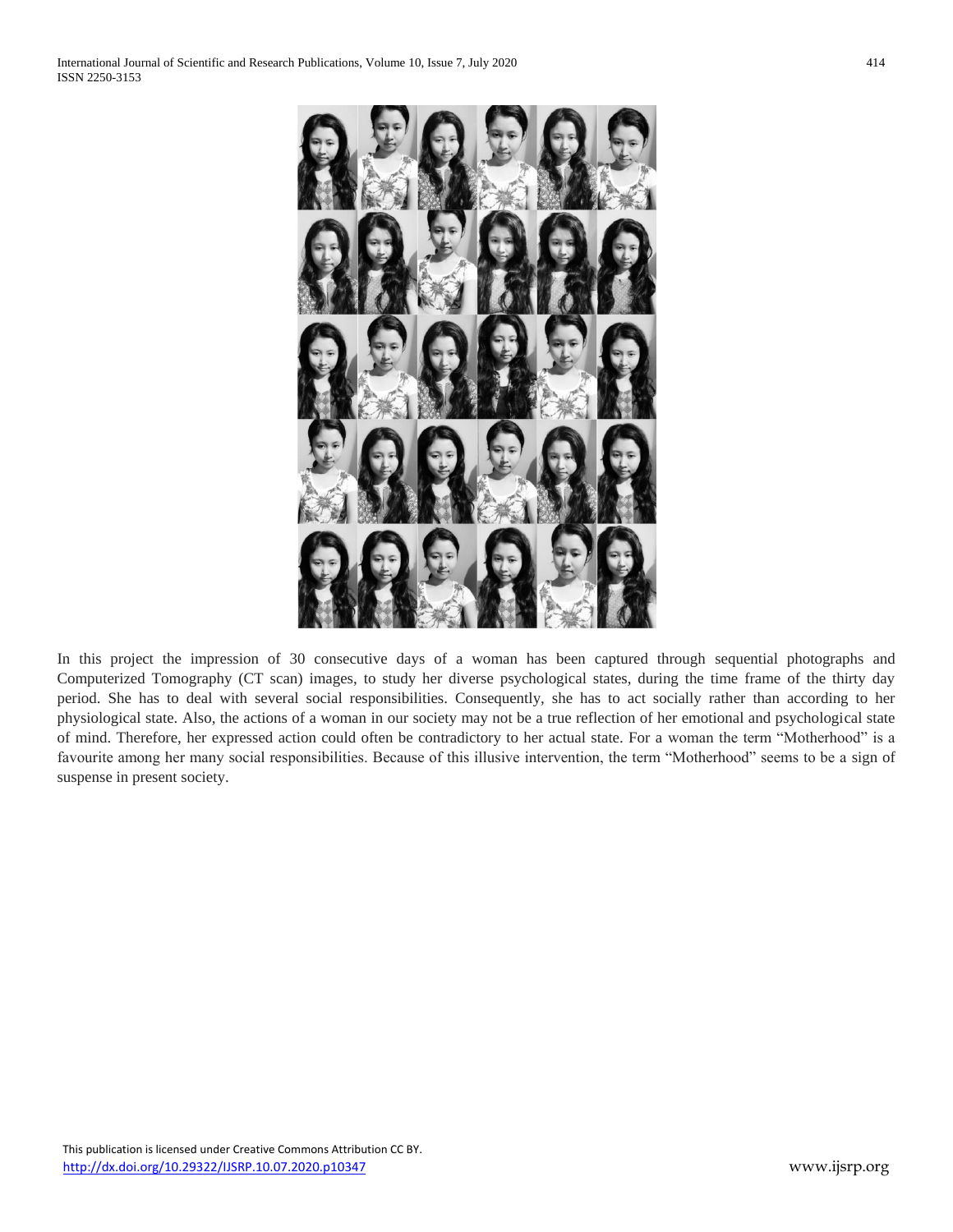In this project the impression of 30 consecutive days of a woman has been captured through sequential photographs and Computerized Tomography (CT scan) images, to study her diverse psychological states, during the time frame of the thirty day period. She has to deal with several social responsibilities. Consequently, she has to act socially rather than according to her physiological state. Also, the actions of a woman in our society may not be a true reflection of her emotional and psychological state of mind. Therefore, her expressed action could often be contradictory to her actual state. For a woman the term "Motherhood" is a favourite among her many social responsibilities. Because of this illusive intervention, the term "Motherhood" seems to be a sign of suspense in present society.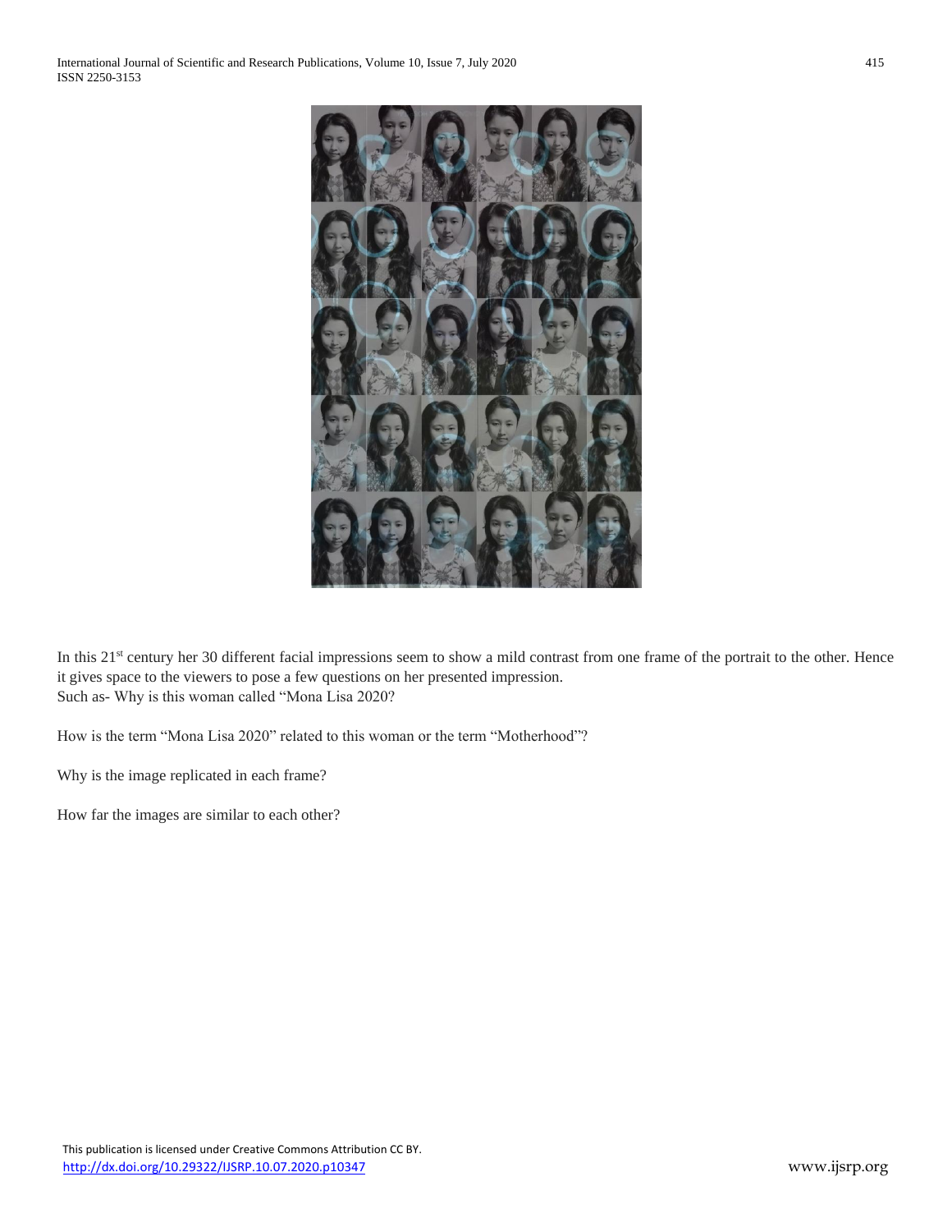In this 21st century her 30 different facial impressions seem to show a mild contrast from one frame of the portrait to the other. Hence it gives space to the viewers to pose a few questions on her presented impression.
Such as- Why is this woman called "Mona Lisa 2020?

How is the term "Mona Lisa 2020" related to this woman or the term "Motherhood"?

Why is the image replicated in each frame?

How far the images are similar to each other?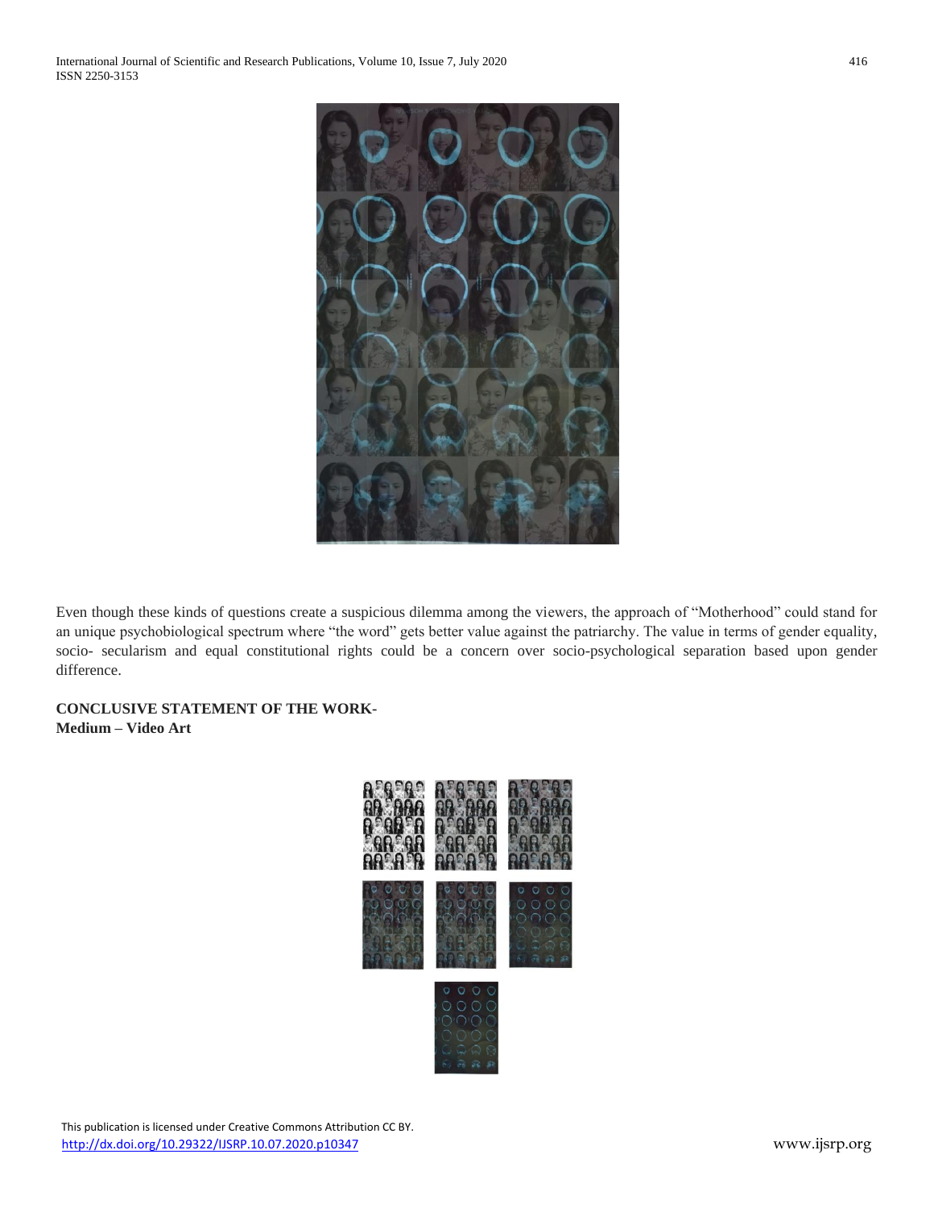Even though these kinds of questions create a suspicious dilemma among the viewers, the approach of "Motherhood" could stand for an unique psychobiological spectrum where "the word" gets better value against the patriarchy. The value in terms of gender equality, socio- secularism and equal constitutional rights could be a concern over socio-psychological separation based upon gender difference.

**CONCLUSIVE STATEMENT OF THE WORK-**
**Medium – Video Art**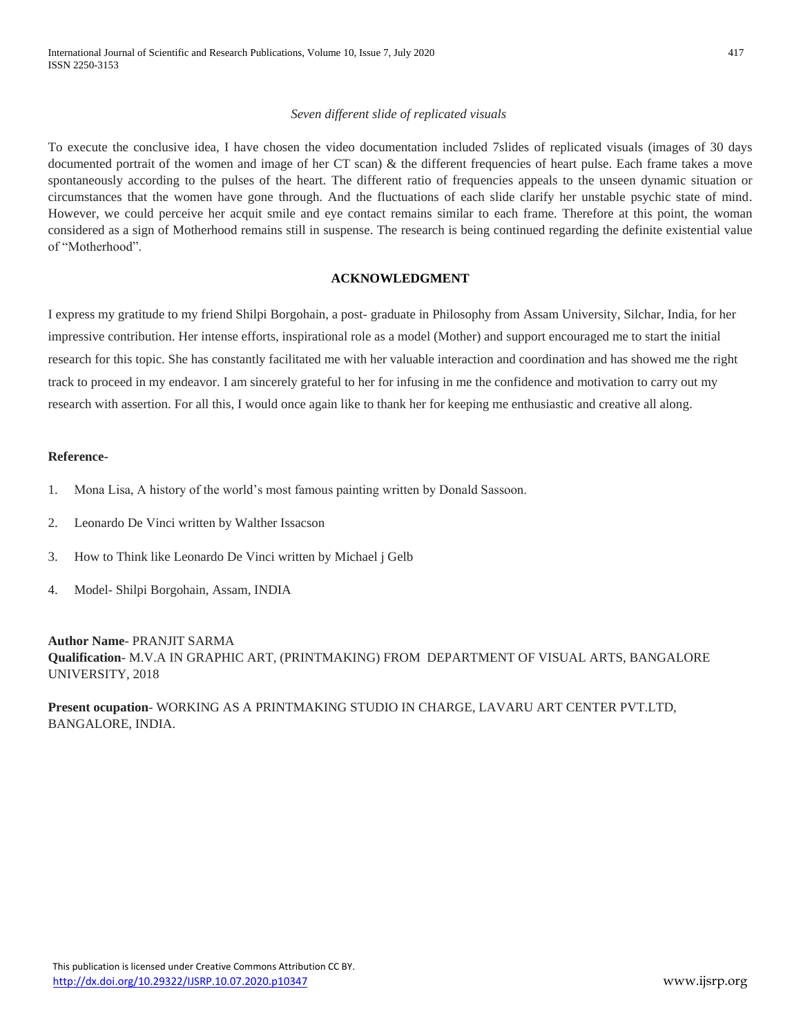*Seven different slide of replicated visuals*

To execute the conclusive idea, I have chosen the video documentation included 7slides of replicated visuals (images of 30 days documented portrait of the women and image of her CT scan) & the different frequencies of heart pulse. Each frame takes a move spontaneously according to the pulses of the heart. The different ratio of frequencies appeals to the unseen dynamic situation or circumstances that the women have gone through. And the fluctuations of each slide clarify her unstable psychic state of mind. However, we could perceive her acquit smile and eye contact remains similar to each frame. Therefore at this point, the woman considered as a sign of Motherhood remains still in suspense. The research is being continued regarding the definite existential value of "Motherhood".

## ACKNOWLEDGMENT

I express my gratitude to my friend Shilpi Borgohain, a post- graduate in Philosophy from Assam University, Silchar, India, for her impressive contribution. Her intense efforts, inspirational role as a model (Mother) and support encouraged me to start the initial research for this topic. She has constantly facilitated me with her valuable interaction and coordination and has showed me the right track to proceed in my endeavor. I am sincerely grateful to her for infusing in me the confidence and motivation to carry out my research with assertion. For all this, I would once again like to thank her for keeping me enthusiastic and creative all along.

**Reference-**

1. Mona Lisa, A history of the world's most famous painting written by Donald Sassoon.
2. Leonardo De Vinci written by Walther Issacson
3. How to Think like Leonardo De Vinci written by Michael j Gelb
4. Model- Shilpi Borgohain, Assam, INDIA

**Author Name**- PRANJIT SARMA
**Qualification**- M.V.A IN GRAPHIC ART, (PRINTMAKING) FROM DEPARTMENT OF VISUAL ARTS, BANGALORE UNIVERSITY, 2018

**Present ocupation**- WORKING AS A PRINTMAKING STUDIO IN CHARGE, LAVARU ART CENTER PVT.LTD, BANGALORE, INDIA.